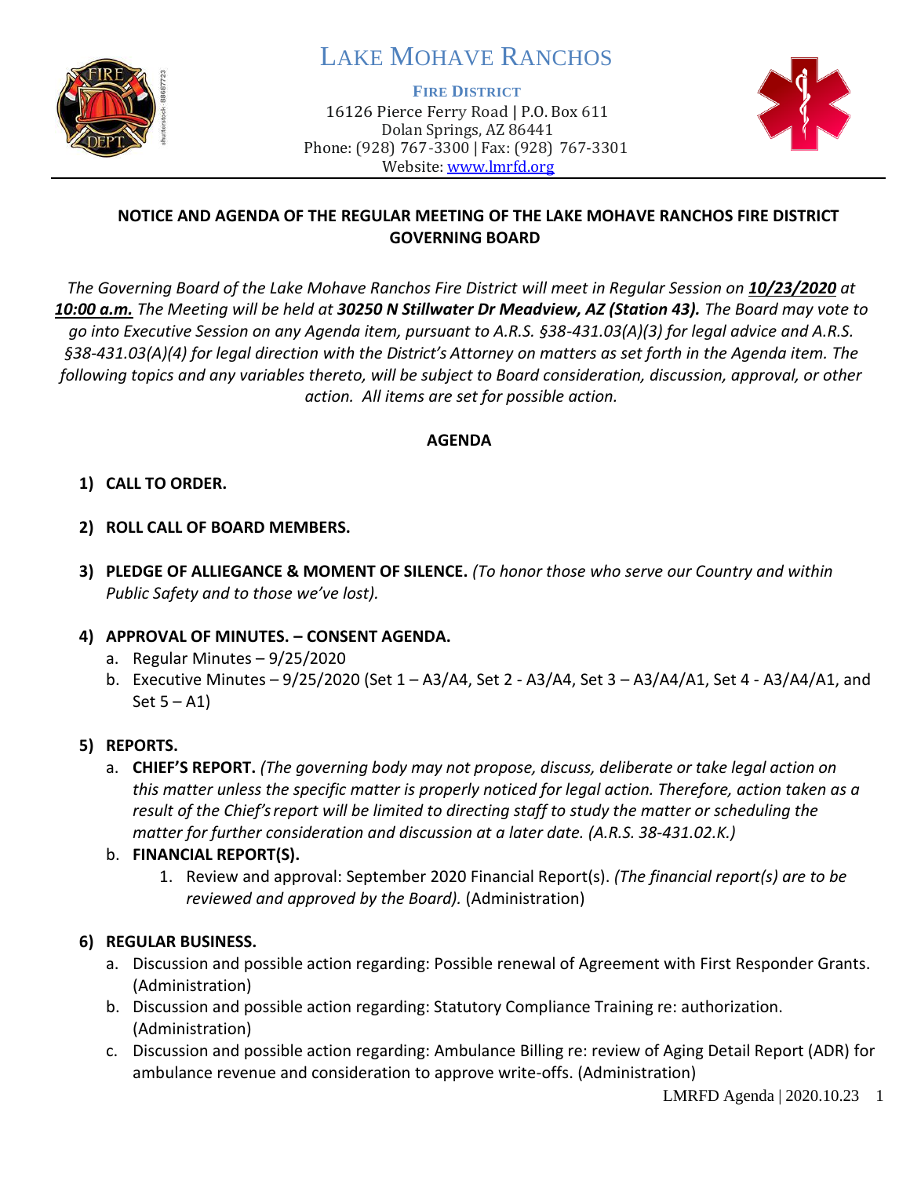# LAKE MOHAVE RANCHOS

**FIRE DISTRICT**
16126 Pierce Ferry Road | P.O. Box 611
Dolan Springs, AZ 86441
Phone: (928) 767-3300 | Fax: (928) 767-3301
Website: www.lmrfd.org

## NOTICE AND AGENDA OF THE REGULAR MEETING OF THE LAKE MOHAVE RANCHOS FIRE DISTRICT GOVERNING BOARD

*The Governing Board of the Lake Mohave Ranchos Fire District will meet in Regular Session on* ***10/23/2020*** *at* ***10:00 a.m.*** *The Meeting will be held at* ***30250 N Stillwater Dr Meadview, AZ (Station 43).*** *The Board may vote to go into Executive Session on any Agenda item, pursuant to A.R.S. §38-431.03(A)(3) for legal advice and A.R.S. §38-431.03(A)(4) for legal direction with the District's Attorney on matters as set forth in the Agenda item. The following topics and any variables thereto, will be subject to Board consideration, discussion, approval, or other action. All items are set for possible action.*

## AGENDA

1) **CALL TO ORDER.**

2) **ROLL CALL OF BOARD MEMBERS.**

3) **PLEDGE OF ALLEGIANCE & MOMENT OF SILENCE.** *(To honor those who serve our Country and within Public Safety and to those we've lost).*

4) **APPROVAL OF MINUTES. – CONSENT AGENDA.**
   a. Regular Minutes – 9/25/2020
   b. Executive Minutes – 9/25/2020 (Set 1 – A3/A4, Set 2 - A3/A4, Set 3 – A3/A4/A1, Set 4 - A3/A4/A1, and Set 5 – A1)

5) **REPORTS.**
   a. **CHIEF'S REPORT.** *(The governing body may not propose, discuss, deliberate or take legal action on this matter unless the specific matter is properly noticed for legal action. Therefore, action taken as a result of the Chief's report will be limited to directing staff to study the matter or scheduling the matter for further consideration and discussion at a later date. (A.R.S. 38-431.02.K.)*
   b. **FINANCIAL REPORT(S).**
      1. Review and approval: September 2020 Financial Report(s). *(The financial report(s) are to be reviewed and approved by the Board).* (Administration)

6) **REGULAR BUSINESS.**
   a. Discussion and possible action regarding: Possible renewal of Agreement with First Responder Grants. (Administration)
   b. Discussion and possible action regarding: Statutory Compliance Training re: authorization. (Administration)
   c. Discussion and possible action regarding: Ambulance Billing re: review of Aging Detail Report (ADR) for ambulance revenue and consideration to approve write-offs. (Administration)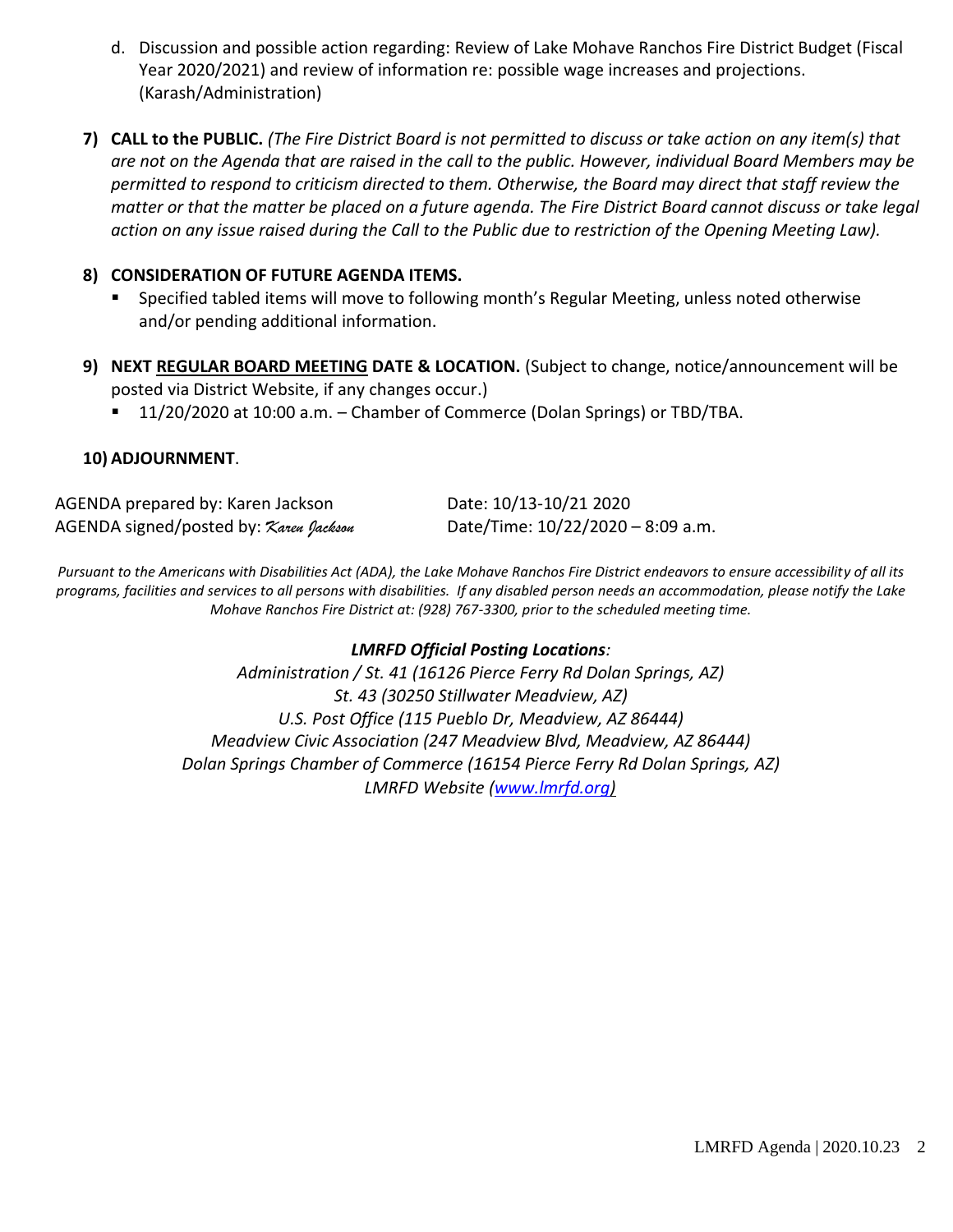d. Discussion and possible action regarding: Review of Lake Mohave Ranchos Fire District Budget (Fiscal Year 2020/2021) and review of information re: possible wage increases and projections. (Karash/Administration)

7) **CALL to the PUBLIC.** *(The Fire District Board is not permitted to discuss or take action on any item(s) that are not on the Agenda that are raised in the call to the public. However, individual Board Members may be permitted to respond to criticism directed to them. Otherwise, the Board may direct that staff review the matter or that the matter be placed on a future agenda. The Fire District Board cannot discuss or take legal action on any issue raised during the Call to the Public due to restriction of the Opening Meeting Law).*

8) **CONSIDERATION OF FUTURE AGENDA ITEMS.**
   - Specified tabled items will move to following month's Regular Meeting, unless noted otherwise and/or pending additional information.

9) **NEXT REGULAR BOARD MEETING DATE & LOCATION.** (Subject to change, notice/announcement will be posted via District Website, if any changes occur.)
   - 11/20/2020 at 10:00 a.m. – Chamber of Commerce (Dolan Springs) or TBD/TBA.

10) **ADJOURNMENT**.

AGENDA prepared by: Karen Jackson — Date: 10/13-10/21 2020
AGENDA signed/posted by: *Karen Jackson* — Date/Time: 10/22/2020 – 8:09 a.m.

*Pursuant to the Americans with Disabilities Act (ADA), the Lake Mohave Ranchos Fire District endeavors to ensure accessibility of all its programs, facilities and services to all persons with disabilities. If any disabled person needs an accommodation, please notify the Lake Mohave Ranchos Fire District at: (928) 767-3300, prior to the scheduled meeting time.*

***LMRFD Official Posting Locations:***

*Administration / St. 41 (16126 Pierce Ferry Rd Dolan Springs, AZ)*
*St. 43 (30250 Stillwater Meadview, AZ)*
*U.S. Post Office (115 Pueblo Dr, Meadview, AZ 86444)*
*Meadview Civic Association (247 Meadview Blvd, Meadview, AZ 86444)*
*Dolan Springs Chamber of Commerce (16154 Pierce Ferry Rd Dolan Springs, AZ)*
*LMRFD Website (www.lmrfd.org)*